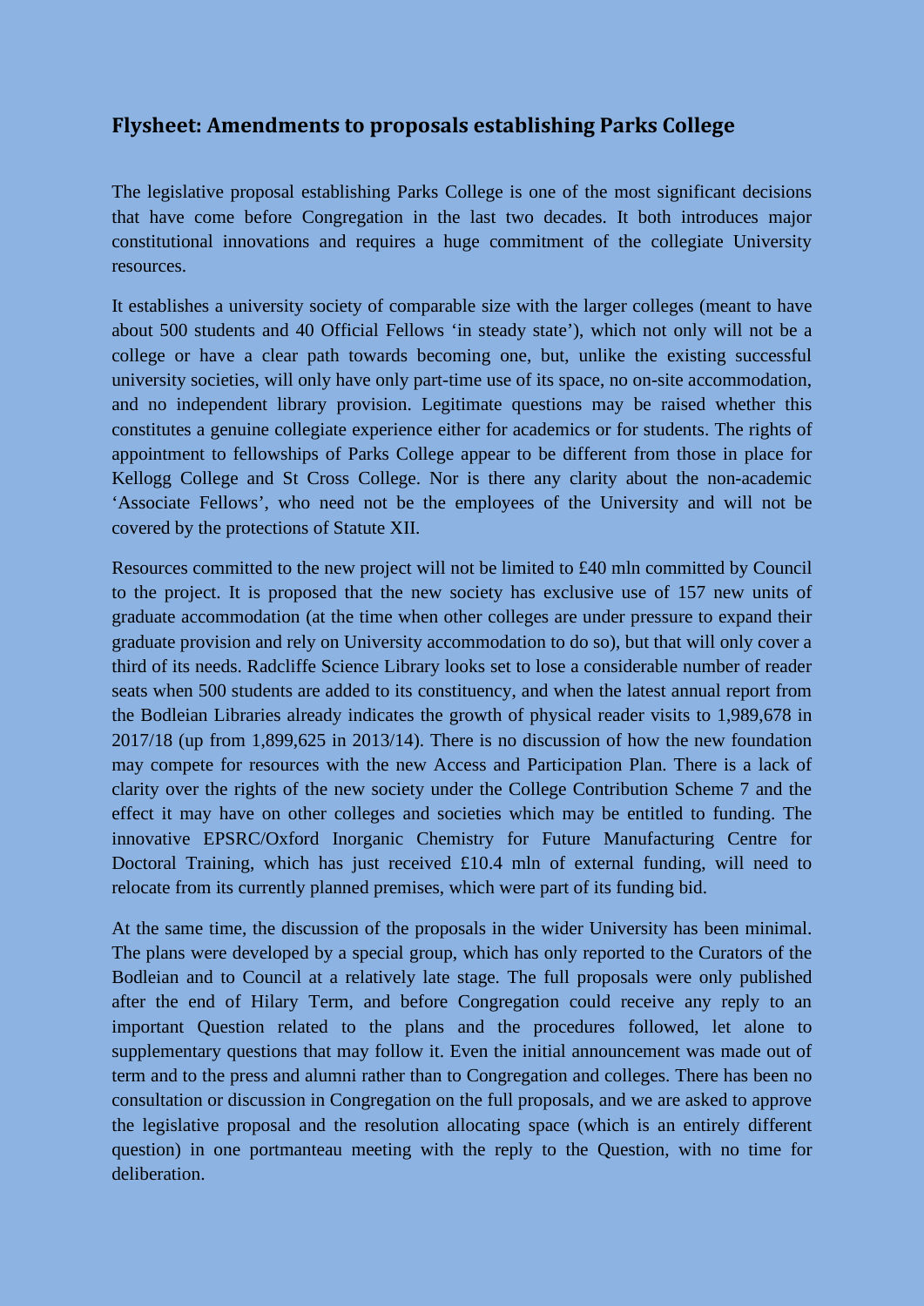## Flysheet: Amendments to proposals establishing Parks College

The legislative proposal establishing Parks College is one of the most significant decisions that have come before Congregation in the last two decades. It both introduces major constitutional innovations and requires a huge commitment of the collegiate University resources.

It establishes a university society of comparable size with the larger colleges (meant to have about 500 students and 40 Official Fellows 'in steady state'), which not only will not be a college or have a clear path towards becoming one, but, unlike the existing successful university societies, will only have only part-time use of its space, no on-site accommodation, and no independent library provision. Legitimate questions may be raised whether this constitutes a genuine collegiate experience either for academics or for students. The rights of appointment to fellowships of Parks College appear to be different from those in place for Kellogg College and St Cross College. Nor is there any clarity about the non-academic 'Associate Fellows', who need not be the employees of the University and will not be covered by the protections of Statute XII.

Resources committed to the new project will not be limited to £40 mln committed by Council to the project. It is proposed that the new society has exclusive use of 157 new units of graduate accommodation (at the time when other colleges are under pressure to expand their graduate provision and rely on University accommodation to do so), but that will only cover a third of its needs. Radcliffe Science Library looks set to lose a considerable number of reader seats when 500 students are added to its constituency, and when the latest annual report from the Bodleian Libraries already indicates the growth of physical reader visits to 1,989,678 in 2017/18 (up from 1,899,625 in 2013/14). There is no discussion of how the new foundation may compete for resources with the new Access and Participation Plan. There is a lack of clarity over the rights of the new society under the College Contribution Scheme 7 and the effect it may have on other colleges and societies which may be entitled to funding. The innovative EPSRC/Oxford Inorganic Chemistry for Future Manufacturing Centre for Doctoral Training, which has just received £10.4 mln of external funding, will need to relocate from its currently planned premises, which were part of its funding bid.

At the same time, the discussion of the proposals in the wider University has been minimal. The plans were developed by a special group, which has only reported to the Curators of the Bodleian and to Council at a relatively late stage. The full proposals were only published after the end of Hilary Term, and before Congregation could receive any reply to an important Question related to the plans and the procedures followed, let alone to supplementary questions that may follow it. Even the initial announcement was made out of term and to the press and alumni rather than to Congregation and colleges. There has been no consultation or discussion in Congregation on the full proposals, and we are asked to approve the legislative proposal and the resolution allocating space (which is an entirely different question) in one portmanteau meeting with the reply to the Question, with no time for deliberation.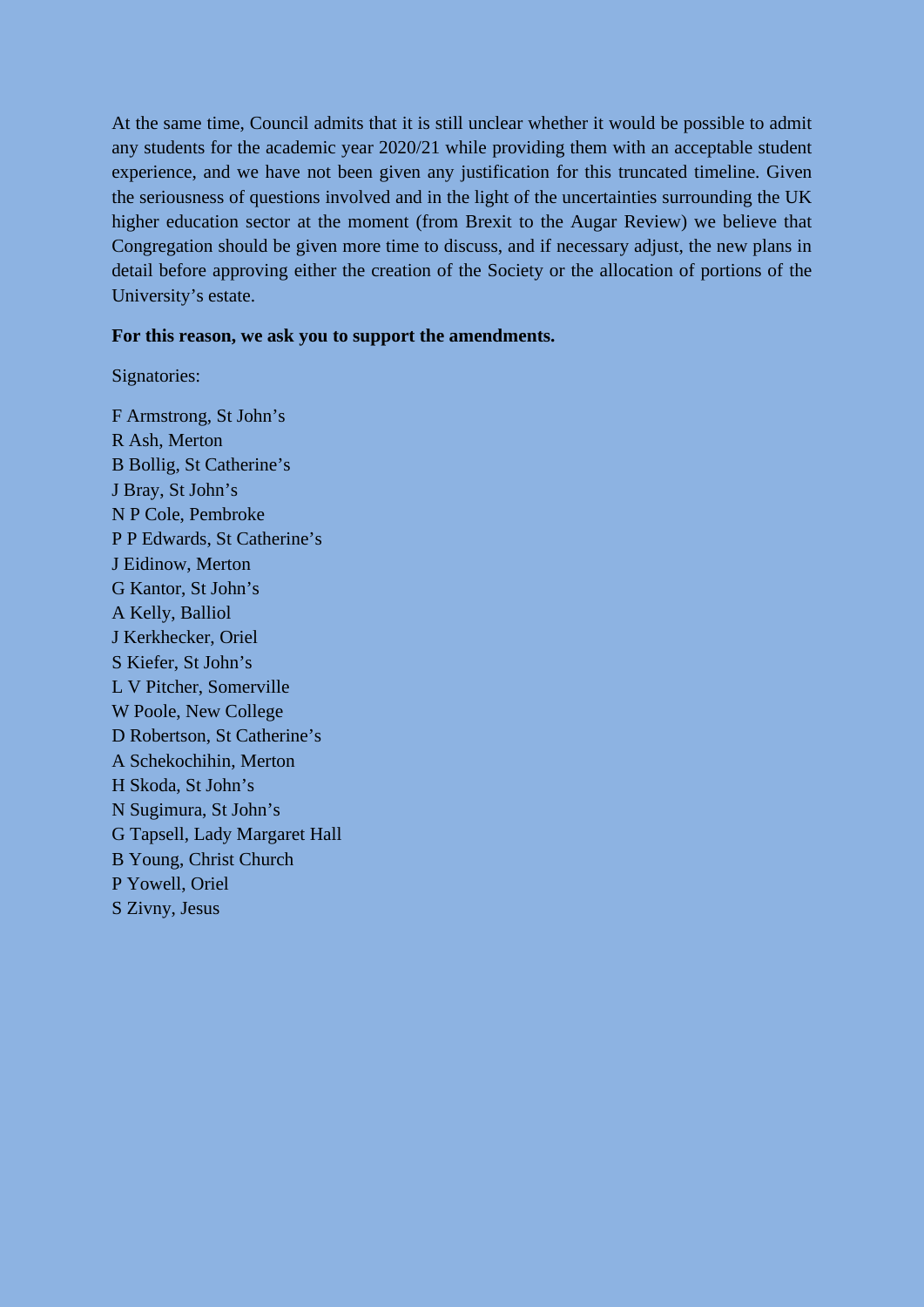At the same time, Council admits that it is still unclear whether it would be possible to admit any students for the academic year 2020/21 while providing them with an acceptable student experience, and we have not been given any justification for this truncated timeline. Given the seriousness of questions involved and in the light of the uncertainties surrounding the UK higher education sector at the moment (from Brexit to the Augar Review) we believe that Congregation should be given more time to discuss, and if necessary adjust, the new plans in detail before approving either the creation of the Society or the allocation of portions of the University's estate.

**For this reason, we ask you to support the amendments.**

Signatories:

F Armstrong, St John's
R Ash, Merton
B Bollig, St Catherine's
J Bray, St John's
N P Cole, Pembroke
P P Edwards, St Catherine's
J Eidinow, Merton
G Kantor, St John's
A Kelly, Balliol
J Kerkhecker, Oriel
S Kiefer, St John's
L V Pitcher, Somerville
W Poole, New College
D Robertson, St Catherine's
A Schekochihin, Merton
H Skoda, St John's
N Sugimura, St John's
G Tapsell, Lady Margaret Hall
B Young, Christ Church
P Yowell, Oriel
S Zivny, Jesus